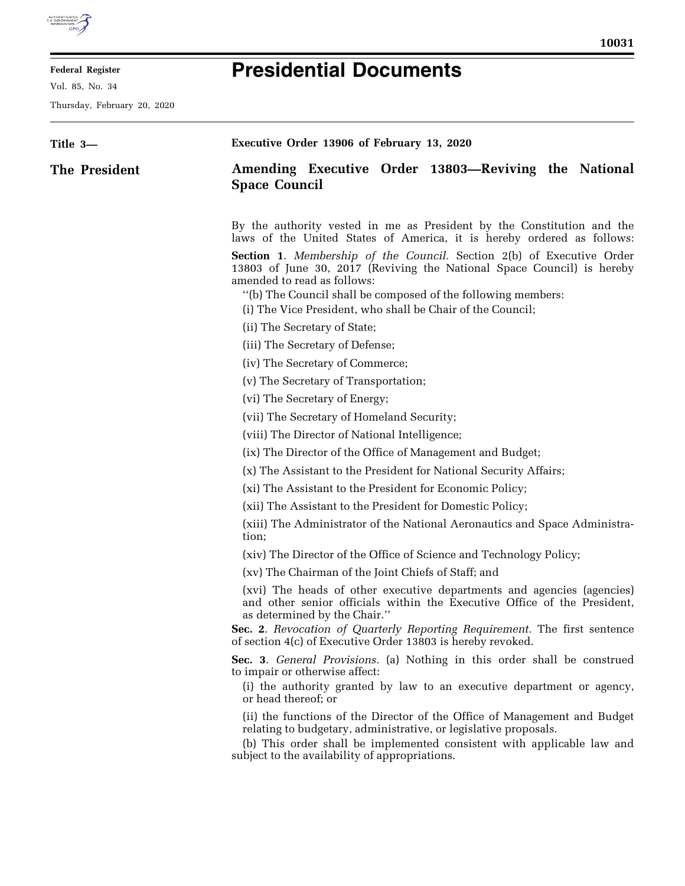# Presidential Documents

**Title 3—**

**The President**

## Executive Order 13906 of February 13, 2020

## Amending Executive Order 13803—Reviving the National Space Council

By the authority vested in me as President by the Constitution and the laws of the United States of America, it is hereby ordered as follows:

**Section 1**. *Membership of the Council.* Section 2(b) of Executive Order 13803 of June 30, 2017 (Reviving the National Space Council) is hereby amended to read as follows:

"(b) The Council shall be composed of the following members:

(i) The Vice President, who shall be Chair of the Council;

(ii) The Secretary of State;

(iii) The Secretary of Defense;

(iv) The Secretary of Commerce;

(v) The Secretary of Transportation;

(vi) The Secretary of Energy;

(vii) The Secretary of Homeland Security;

(viii) The Director of National Intelligence;

(ix) The Director of the Office of Management and Budget;

(x) The Assistant to the President for National Security Affairs;

(xi) The Assistant to the President for Economic Policy;

(xii) The Assistant to the President for Domestic Policy;

(xiii) The Administrator of the National Aeronautics and Space Administration;

(xiv) The Director of the Office of Science and Technology Policy;

(xv) The Chairman of the Joint Chiefs of Staff; and

(xvi) The heads of other executive departments and agencies (agencies) and other senior officials within the Executive Office of the President, as determined by the Chair."

**Sec. 2**. *Revocation of Quarterly Reporting Requirement.* The first sentence of section 4(c) of Executive Order 13803 is hereby revoked.

**Sec. 3**. *General Provisions.* (a) Nothing in this order shall be construed to impair or otherwise affect:

(i) the authority granted by law to an executive department or agency, or head thereof; or

(ii) the functions of the Director of the Office of Management and Budget relating to budgetary, administrative, or legislative proposals.

(b) This order shall be implemented consistent with applicable law and subject to the availability of appropriations.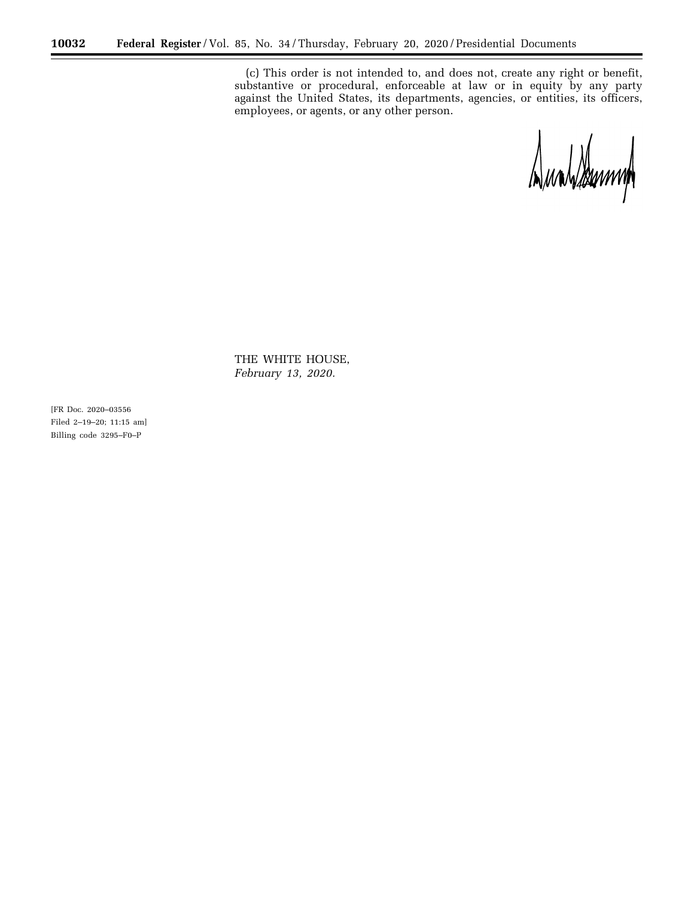(c) This order is not intended to, and does not, create any right or benefit, substantive or procedural, enforceable at law or in equity by any party against the United States, its departments, agencies, or entities, its officers, employees, or agents, or any other person.

THE WHITE HOUSE,
*February 13, 2020.*

[FR Doc. 2020–03556
Filed 2–19–20; 11:15 am]
Billing code 3295–F0–P